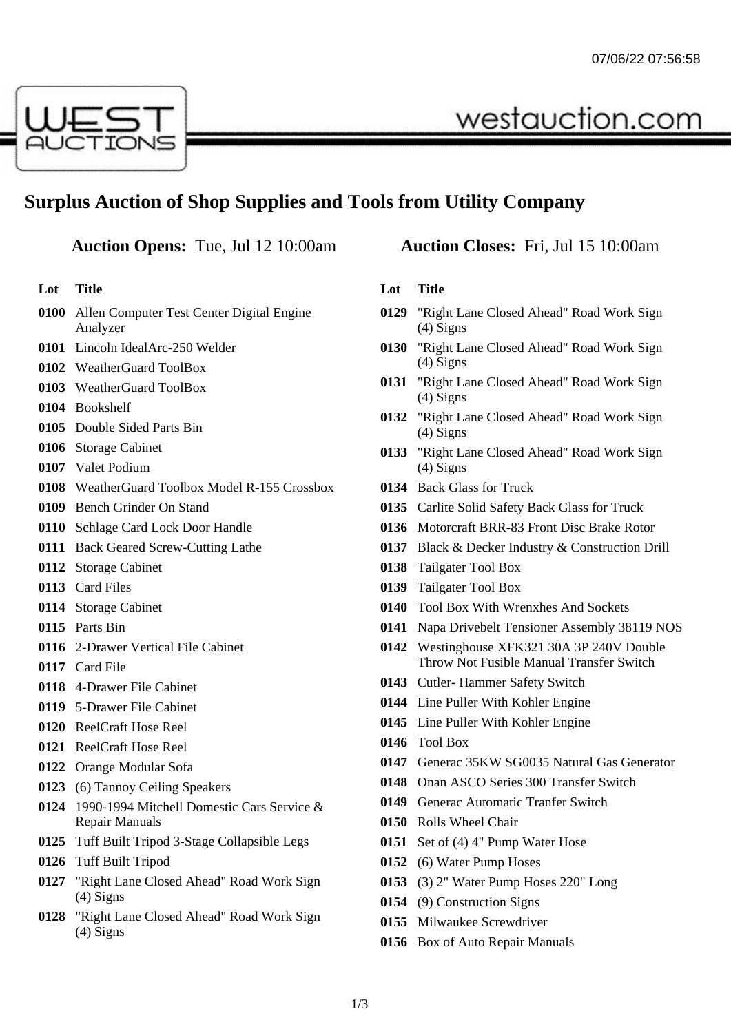# Surplus Auction of Shop Supplies and Tools from Utility Company

**Auction Opens:** Tue, Jul 12 10:00am

**Auction Closes:** Fri, Jul 15 10:00am

| Lot | Title |
|---|---|
| 0100 | Allen Computer Test Center Digital Engine Analyzer |
| 0101 | Lincoln IdealArc-250 Welder |
| 0102 | WeatherGuard ToolBox |
| 0103 | WeatherGuard ToolBox |
| 0104 | Bookshelf |
| 0105 | Double Sided Parts Bin |
| 0106 | Storage Cabinet |
| 0107 | Valet Podium |
| 0108 | WeatherGuard Toolbox Model R-155 Crossbox |
| 0109 | Bench Grinder On Stand |
| 0110 | Schlage Card Lock Door Handle |
| 0111 | Back Geared Screw-Cutting Lathe |
| 0112 | Storage Cabinet |
| 0113 | Card Files |
| 0114 | Storage Cabinet |
| 0115 | Parts Bin |
| 0116 | 2-Drawer Vertical File Cabinet |
| 0117 | Card File |
| 0118 | 4-Drawer File Cabinet |
| 0119 | 5-Drawer File Cabinet |
| 0120 | ReelCraft Hose Reel |
| 0121 | ReelCraft Hose Reel |
| 0122 | Orange Modular Sofa |
| 0123 | (6) Tannoy Ceiling Speakers |
| 0124 | 1990-1994 Mitchell Domestic Cars Service & Repair Manuals |
| 0125 | Tuff Built Tripod 3-Stage Collapsible Legs |
| 0126 | Tuff Built Tripod |
| 0127 | "Right Lane Closed Ahead" Road Work Sign (4) Signs |
| 0128 | "Right Lane Closed Ahead" Road Work Sign (4) Signs |
| 0129 | "Right Lane Closed Ahead" Road Work Sign (4) Signs |
| 0130 | "Right Lane Closed Ahead" Road Work Sign (4) Signs |
| 0131 | "Right Lane Closed Ahead" Road Work Sign (4) Signs |
| 0132 | "Right Lane Closed Ahead" Road Work Sign (4) Signs |
| 0133 | "Right Lane Closed Ahead" Road Work Sign (4) Signs |
| 0134 | Back Glass for Truck |
| 0135 | Carlite Solid Safety Back Glass for Truck |
| 0136 | Motorcraft BRR-83 Front Disc Brake Rotor |
| 0137 | Black & Decker Industry & Construction Drill |
| 0138 | Tailgater Tool Box |
| 0139 | Tailgater Tool Box |
| 0140 | Tool Box With Wrenxhes And Sockets |
| 0141 | Napa Drivebelt Tensioner Assembly 38119 NOS |
| 0142 | Westinghouse XFK321 30A 3P 240V Double Throw Not Fusible Manual Transfer Switch |
| 0143 | Cutler- Hammer Safety Switch |
| 0144 | Line Puller With Kohler Engine |
| 0145 | Line Puller With Kohler Engine |
| 0146 | Tool Box |
| 0147 | Generac 35KW SG0035 Natural Gas Generator |
| 0148 | Onan ASCO Series 300 Transfer Switch |
| 0149 | Generac Automatic Tranfer Switch |
| 0150 | Rolls Wheel Chair |
| 0151 | Set of (4) 4" Pump Water Hose |
| 0152 | (6) Water Pump Hoses |
| 0153 | (3) 2" Water Pump Hoses 220" Long |
| 0154 | (9) Construction Signs |
| 0155 | Milwaukee Screwdriver |
| 0156 | Box of Auto Repair Manuals |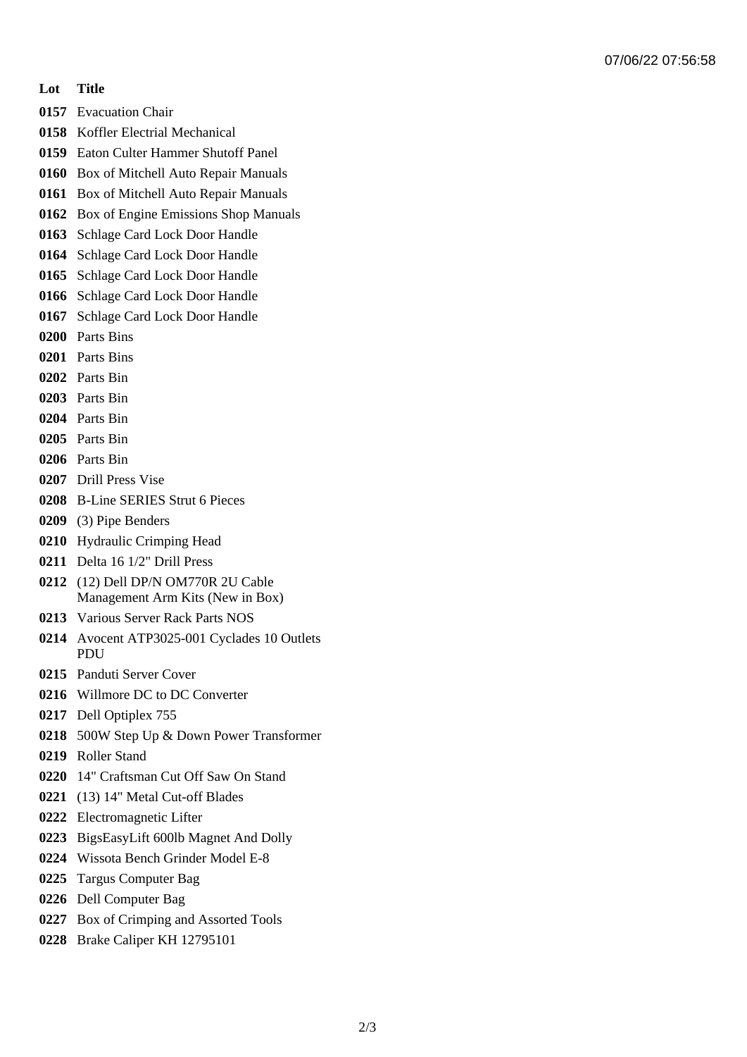| Lot | Title |
| --- | --- |
| 0157 | Evacuation Chair |
| 0158 | Koffler Electrial Mechanical |
| 0159 | Eaton Culter Hammer Shutoff Panel |
| 0160 | Box of Mitchell Auto Repair Manuals |
| 0161 | Box of Mitchell Auto Repair Manuals |
| 0162 | Box of Engine Emissions Shop Manuals |
| 0163 | Schlage Card Lock Door Handle |
| 0164 | Schlage Card Lock Door Handle |
| 0165 | Schlage Card Lock Door Handle |
| 0166 | Schlage Card Lock Door Handle |
| 0167 | Schlage Card Lock Door Handle |
| 0200 | Parts Bins |
| 0201 | Parts Bins |
| 0202 | Parts Bin |
| 0203 | Parts Bin |
| 0204 | Parts Bin |
| 0205 | Parts Bin |
| 0206 | Parts Bin |
| 0207 | Drill Press Vise |
| 0208 | B-Line SERIES Strut 6 Pieces |
| 0209 | (3) Pipe Benders |
| 0210 | Hydraulic Crimping Head |
| 0211 | Delta 16 1/2" Drill Press |
| 0212 | (12) Dell DP/N OM770R 2U Cable Management Arm Kits (New in Box) |
| 0213 | Various Server Rack Parts NOS |
| 0214 | Avocent ATP3025-001 Cyclades 10 Outlets PDU |
| 0215 | Panduti Server Cover |
| 0216 | Willmore DC to DC Converter |
| 0217 | Dell Optiplex 755 |
| 0218 | 500W Step Up & Down Power Transformer |
| 0219 | Roller Stand |
| 0220 | 14" Craftsman Cut Off Saw On Stand |
| 0221 | (13) 14" Metal Cut-off Blades |
| 0222 | Electromagnetic Lifter |
| 0223 | BigsEasyLift 600lb Magnet And Dolly |
| 0224 | Wissota Bench Grinder Model E-8 |
| 0225 | Targus Computer Bag |
| 0226 | Dell Computer Bag |
| 0227 | Box of Crimping and Assorted Tools |
| 0228 | Brake Caliper KH 12795101 |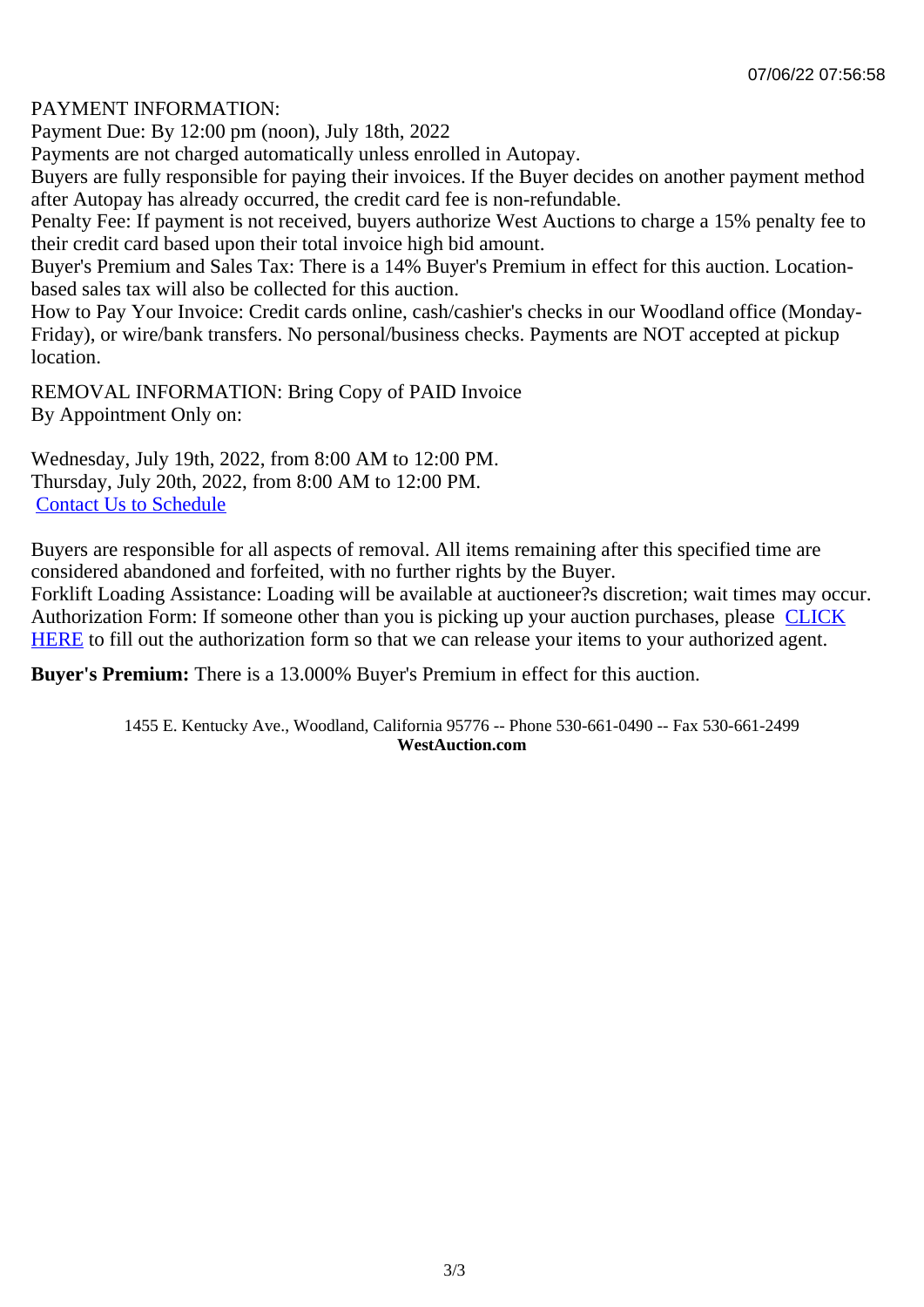PAYMENT INFORMATION:
Payment Due: By 12:00 pm (noon), July 18th, 2022
Payments are not charged automatically unless enrolled in Autopay.
Buyers are fully responsible for paying their invoices. If the Buyer decides on another payment method after Autopay has already occurred, the credit card fee is non-refundable.
Penalty Fee: If payment is not received, buyers authorize West Auctions to charge a 15% penalty fee to their credit card based upon their total invoice high bid amount.
Buyer's Premium and Sales Tax: There is a 14% Buyer's Premium in effect for this auction. Location-based sales tax will also be collected for this auction.
How to Pay Your Invoice: Credit cards online, cash/cashier's checks in our Woodland office (Monday-Friday), or wire/bank transfers. No personal/business checks. Payments are NOT accepted at pickup location.

REMOVAL INFORMATION: Bring Copy of PAID Invoice
By Appointment Only on:

Wednesday, July 19th, 2022, from 8:00 AM to 12:00 PM.
Thursday, July 20th, 2022, from 8:00 AM to 12:00 PM.
Contact Us to Schedule

Buyers are responsible for all aspects of removal. All items remaining after this specified time are considered abandoned and forfeited, with no further rights by the Buyer.
Forklift Loading Assistance: Loading will be available at auctioneer?s discretion; wait times may occur.
Authorization Form: If someone other than you is picking up your auction purchases, please CLICK HERE to fill out the authorization form so that we can release your items to your authorized agent.

**Buyer's Premium:** There is a 13.000% Buyer's Premium in effect for this auction.

1455 E. Kentucky Ave., Woodland, California 95776 -- Phone 530-661-0490 -- Fax 530-661-2499
**WestAuction.com**